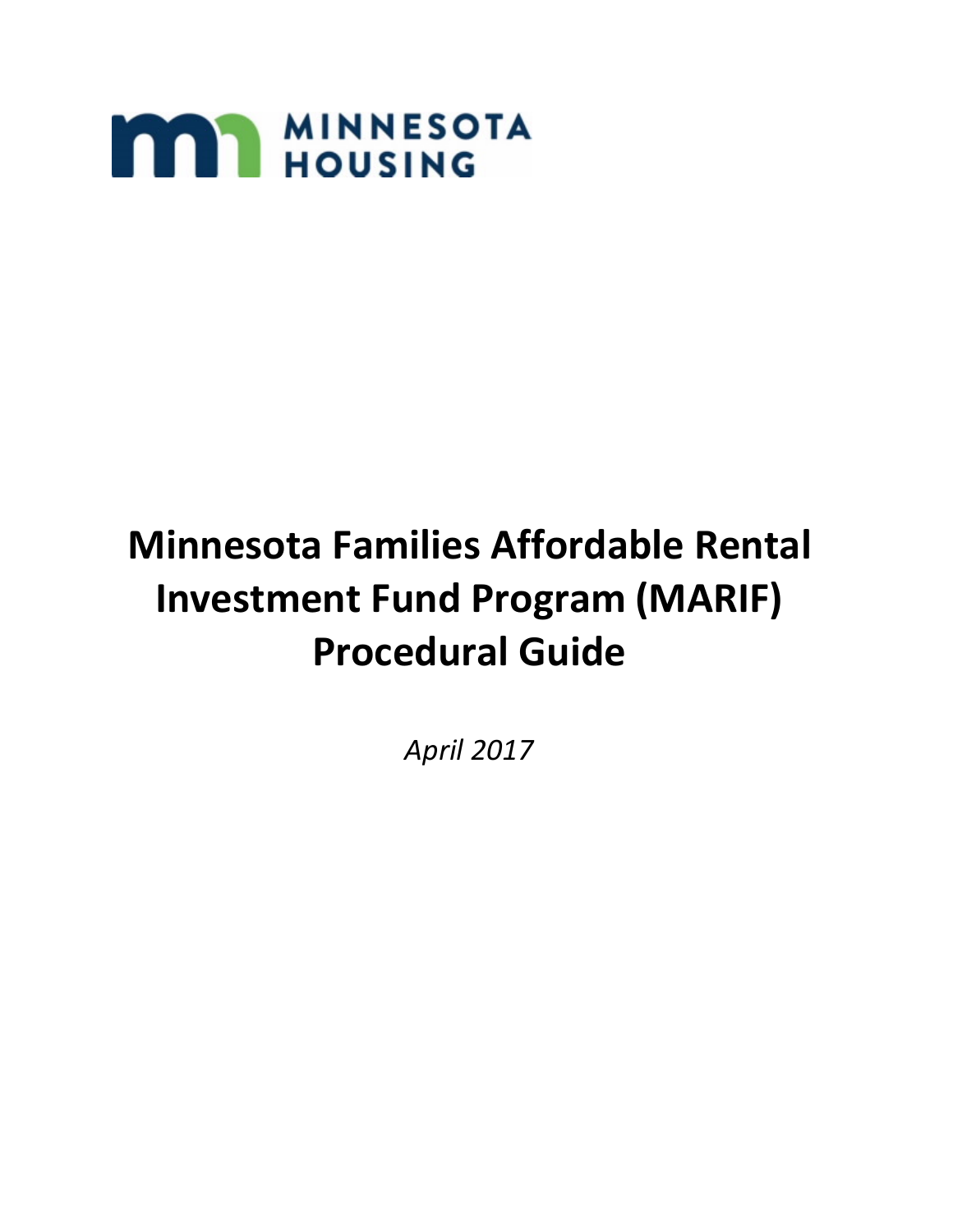MINNESOTA HOUSING

# Minnesota Families Affordable Rental Investment Fund Program (MARIF) Procedural Guide

*April 2017*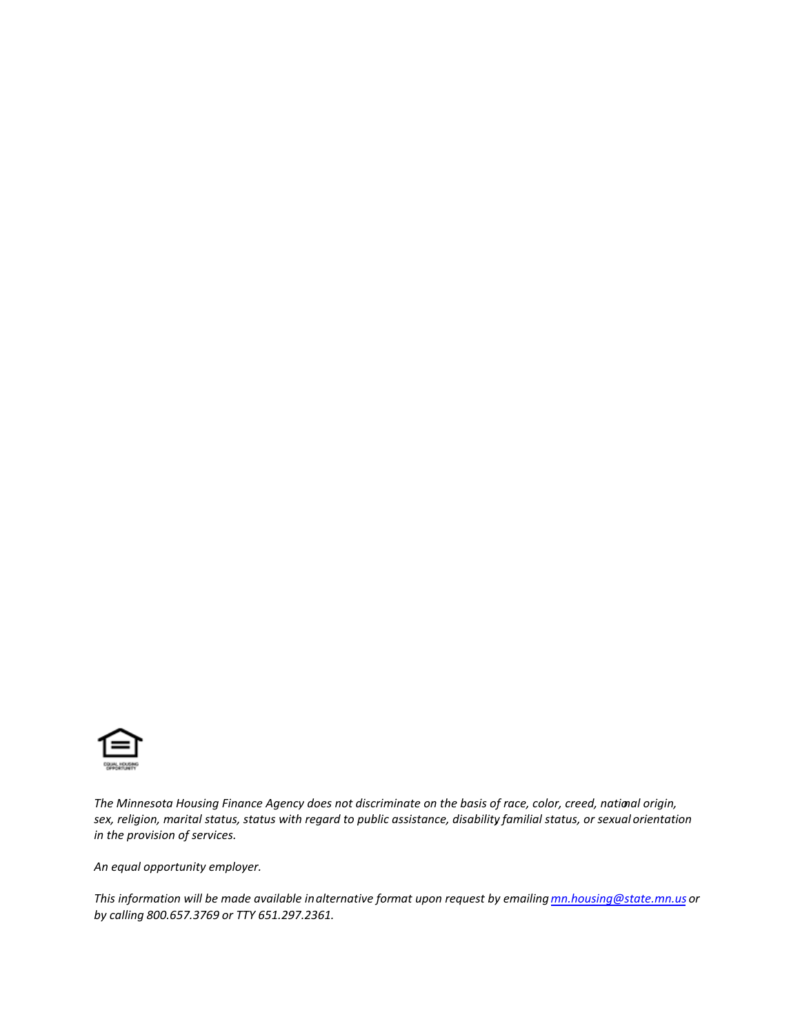*The Minnesota Housing Finance Agency does not discriminate on the basis of race, color, creed, national origin, sex, religion, marital status, status with regard to public assistance, disability, familial status, or sexual orientation in the provision of services.*

*An equal opportunity employer.*

*This information will be made available in alternative format upon request by emailing mn.housing@state.mn.us or by calling 800.657.3769 or TTY 651.297.2361.*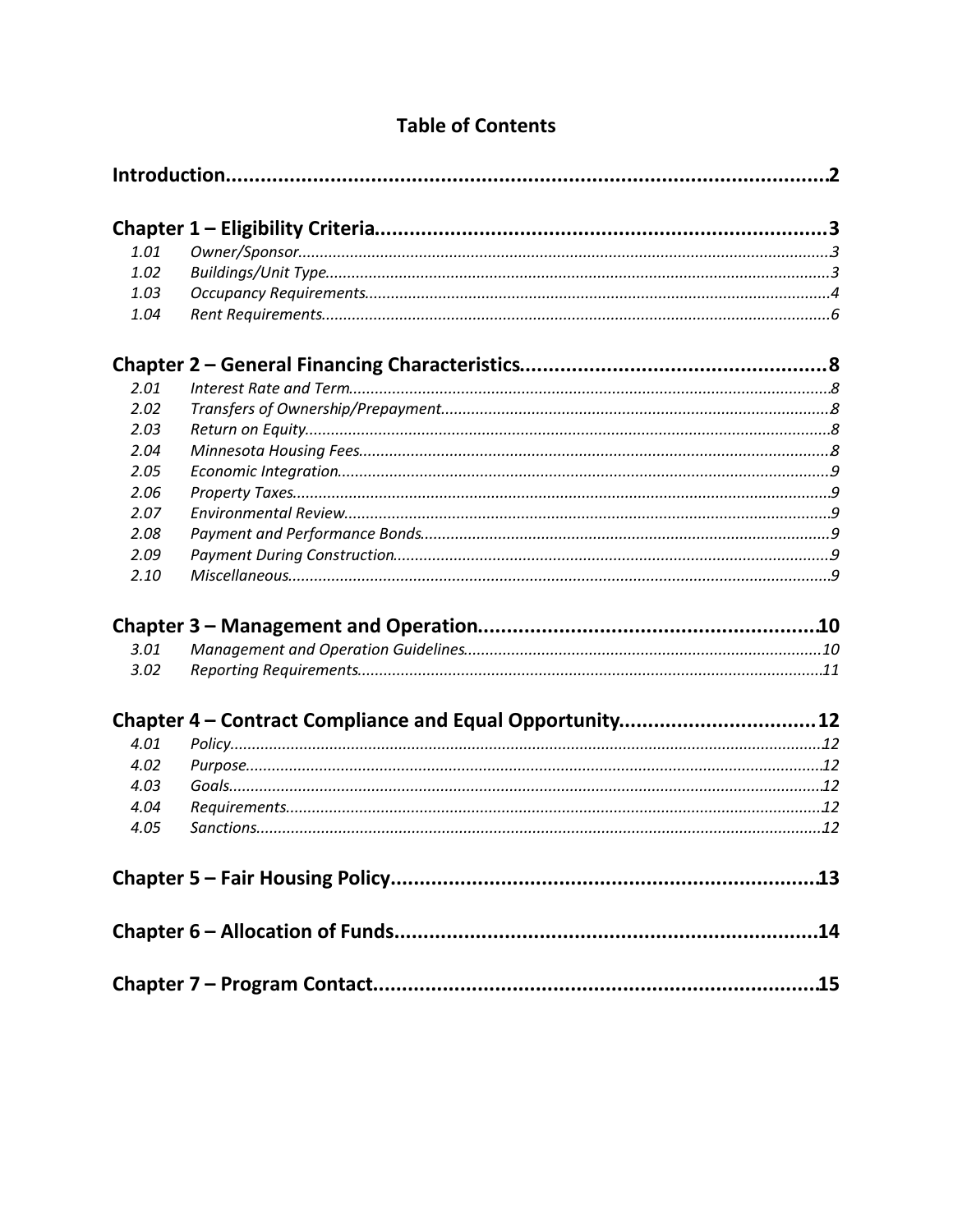# Table of Contents

**Introduction** ........................................................................................................ **2**

**Chapter 1 – Eligibility Criteria** ............................................................................ **3**

| | | |
|---|---|---|
| *1.01* | *Owner/Sponsor* | *3* |
| *1.02* | *Buildings/Unit Type* | *3* |
| *1.03* | *Occupancy Requirements* | *4* |
| *1.04* | *Rent Requirements* | *6* |

**Chapter 2 – General Financing Characteristics** .................................................... **8**

| | | |
|---|---|---|
| *2.01* | *Interest Rate and Term* | *8* |
| *2.02* | *Transfers of Ownership/Prepayment* | *8* |
| *2.03* | *Return on Equity* | *8* |
| *2.04* | *Minnesota Housing Fees* | *8* |
| *2.05* | *Economic Integration* | *9* |
| *2.06* | *Property Taxes* | *9* |
| *2.07* | *Environmental Review* | *9* |
| *2.08* | *Payment and Performance Bonds* | *9* |
| *2.09* | *Payment During Construction* | *9* |
| *2.10* | *Miscellaneous* | *9* |

**Chapter 3 – Management and Operation** ........................................................ **10**

| | | |
|---|---|---|
| *3.01* | *Management and Operation Guidelines* | *10* |
| *3.02* | *Reporting Requirements* | *11* |

**Chapter 4 – Contract Compliance and Equal Opportunity** ................................. **12**

| | | |
|---|---|---|
| *4.01* | *Policy* | *12* |
| *4.02* | *Purpose* | *12* |
| *4.03* | *Goals* | *12* |
| *4.04* | *Requirements* | *12* |
| *4.05* | *Sanctions* | *12* |

**Chapter 5 – Fair Housing Policy** ........................................................................ **13**

**Chapter 6 – Allocation of Funds** ........................................................................ **14**

**Chapter 7 – Program Contact** ............................................................................ **15**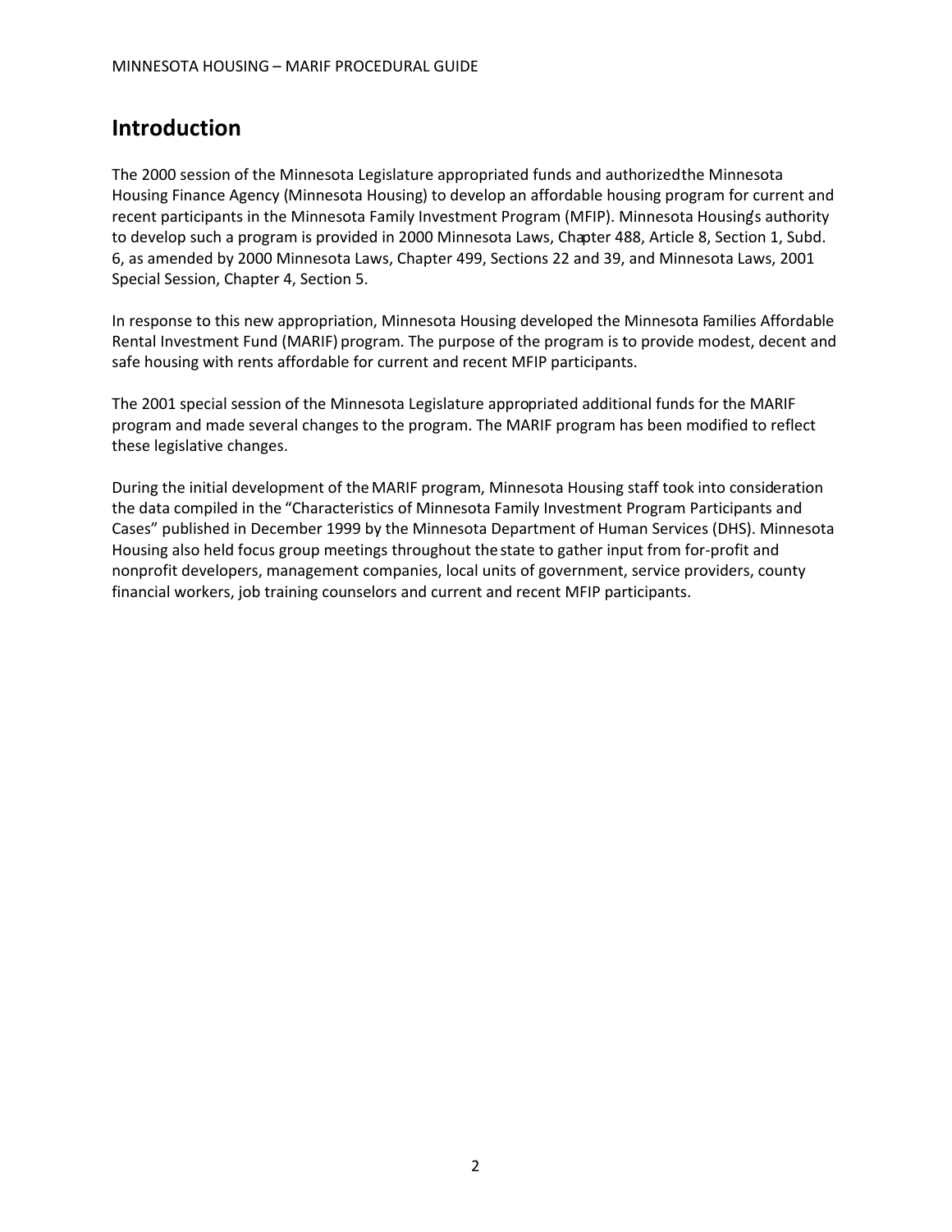# Introduction

The 2000 session of the Minnesota Legislature appropriated funds and authorized the Minnesota Housing Finance Agency (Minnesota Housing) to develop an affordable housing program for current and recent participants in the Minnesota Family Investment Program (MFIP). Minnesota Housing's authority to develop such a program is provided in 2000 Minnesota Laws, Chapter 488, Article 8, Section 1, Subd. 6, as amended by 2000 Minnesota Laws, Chapter 499, Sections 22 and 39, and Minnesota Laws, 2001 Special Session, Chapter 4, Section 5.

In response to this new appropriation, Minnesota Housing developed the Minnesota Families Affordable Rental Investment Fund (MARIF) program. The purpose of the program is to provide modest, decent and safe housing with rents affordable for current and recent MFIP participants.

The 2001 special session of the Minnesota Legislature appropriated additional funds for the MARIF program and made several changes to the program. The MARIF program has been modified to reflect these legislative changes.

During the initial development of the MARIF program, Minnesota Housing staff took into consideration the data compiled in the "Characteristics of Minnesota Family Investment Program Participants and Cases" published in December 1999 by the Minnesota Department of Human Services (DHS). Minnesota Housing also held focus group meetings throughout the state to gather input from for-profit and nonprofit developers, management companies, local units of government, service providers, county financial workers, job training counselors and current and recent MFIP participants.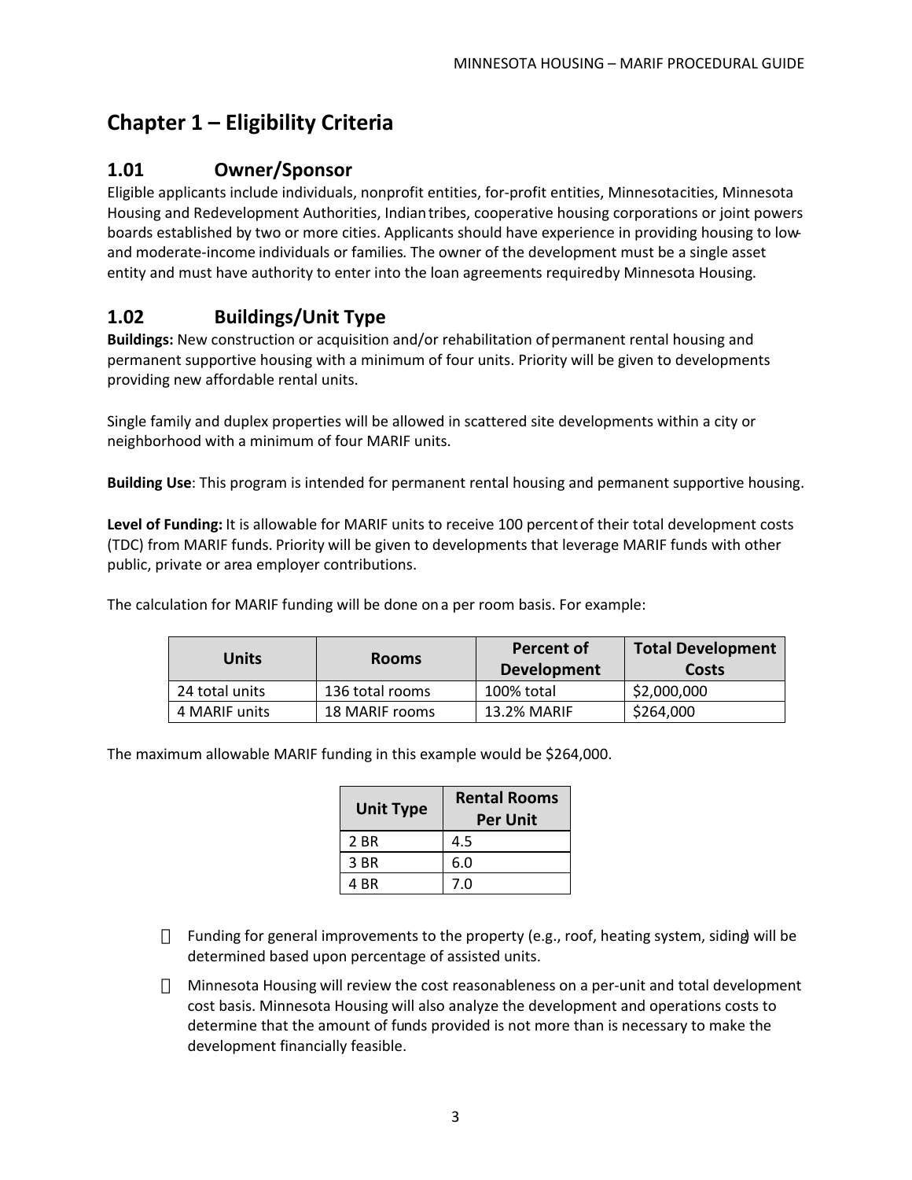# Chapter 1 – Eligibility Criteria

## 1.01 Owner/Sponsor

Eligible applicants include individuals, nonprofit entities, for-profit entities, Minnesota cities, Minnesota Housing and Redevelopment Authorities, Indian tribes, cooperative housing corporations or joint powers boards established by two or more cities. Applicants should have experience in providing housing to low- and moderate-income individuals or families. The owner of the development must be a single asset entity and must have authority to enter into the loan agreements required by Minnesota Housing.

## 1.02 Buildings/Unit Type

**Buildings:** New construction or acquisition and/or rehabilitation of permanent rental housing and permanent supportive housing with a minimum of four units. Priority will be given to developments providing new affordable rental units.

Single family and duplex properties will be allowed in scattered site developments within a city or neighborhood with a minimum of four MARIF units.

**Building Use**: This program is intended for permanent rental housing and permanent supportive housing.

**Level of Funding:** It is allowable for MARIF units to receive 100 percent of their total development costs (TDC) from MARIF funds. Priority will be given to developments that leverage MARIF funds with other public, private or area employer contributions.

The calculation for MARIF funding will be done on a per room basis. For example:

| Units | Rooms | Percent of Development | Total Development Costs |
|---|---|---|---|
| 24 total units | 136 total rooms | 100% total | $2,000,000 |
| 4 MARIF units | 18 MARIF rooms | 13.2% MARIF | $264,000 |

The maximum allowable MARIF funding in this example would be $264,000.

| Unit Type | Rental Rooms Per Unit |
|---|---|
| 2 BR | 4.5 |
| 3 BR | 6.0 |
| 4 BR | 7.0 |

- Funding for general improvements to the property (e.g., roof, heating system, siding) will be determined based upon percentage of assisted units.
- Minnesota Housing will review the cost reasonableness on a per-unit and total development cost basis. Minnesota Housing will also analyze the development and operations costs to determine that the amount of funds provided is not more than is necessary to make the development financially feasible.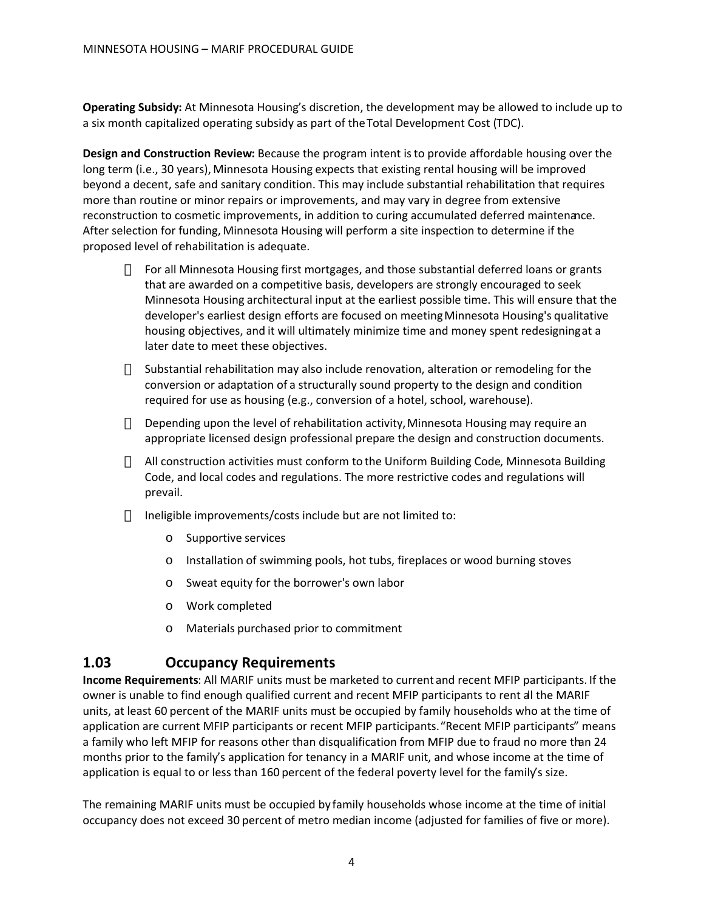**Operating Subsidy:** At Minnesota Housing's discretion, the development may be allowed to include up to a six month capitalized operating subsidy as part of the Total Development Cost (TDC).

**Design and Construction Review:** Because the program intent is to provide affordable housing over the long term (i.e., 30 years), Minnesota Housing expects that existing rental housing will be improved beyond a decent, safe and sanitary condition. This may include substantial rehabilitation that requires more than routine or minor repairs or improvements, and may vary in degree from extensive reconstruction to cosmetic improvements, in addition to curing accumulated deferred maintenance. After selection for funding, Minnesota Housing will perform a site inspection to determine if the proposed level of rehabilitation is adequate.

- For all Minnesota Housing first mortgages, and those substantial deferred loans or grants that are awarded on a competitive basis, developers are strongly encouraged to seek Minnesota Housing architectural input at the earliest possible time. This will ensure that the developer's earliest design efforts are focused on meeting Minnesota Housing's qualitative housing objectives, and it will ultimately minimize time and money spent redesigning at a later date to meet these objectives.
- Substantial rehabilitation may also include renovation, alteration or remodeling for the conversion or adaptation of a structurally sound property to the design and condition required for use as housing (e.g., conversion of a hotel, school, warehouse).
- Depending upon the level of rehabilitation activity, Minnesota Housing may require an appropriate licensed design professional prepare the design and construction documents.
- All construction activities must conform to the Uniform Building Code, Minnesota Building Code, and local codes and regulations. The more restrictive codes and regulations will prevail.
- Ineligible improvements/costs include but are not limited to:
  - Supportive services
  - Installation of swimming pools, hot tubs, fireplaces or wood burning stoves
  - Sweat equity for the borrower's own labor
  - Work completed
  - Materials purchased prior to commitment

## 1.03 Occupancy Requirements

**Income Requirements**: All MARIF units must be marketed to current and recent MFIP participants. If the owner is unable to find enough qualified current and recent MFIP participants to rent all the MARIF units, at least 60 percent of the MARIF units must be occupied by family households who at the time of application are current MFIP participants or recent MFIP participants. "Recent MFIP participants" means a family who left MFIP for reasons other than disqualification from MFIP due to fraud no more than 24 months prior to the family's application for tenancy in a MARIF unit, and whose income at the time of application is equal to or less than 160 percent of the federal poverty level for the family's size.

The remaining MARIF units must be occupied by family households whose income at the time of initial occupancy does not exceed 30 percent of metro median income (adjusted for families of five or more).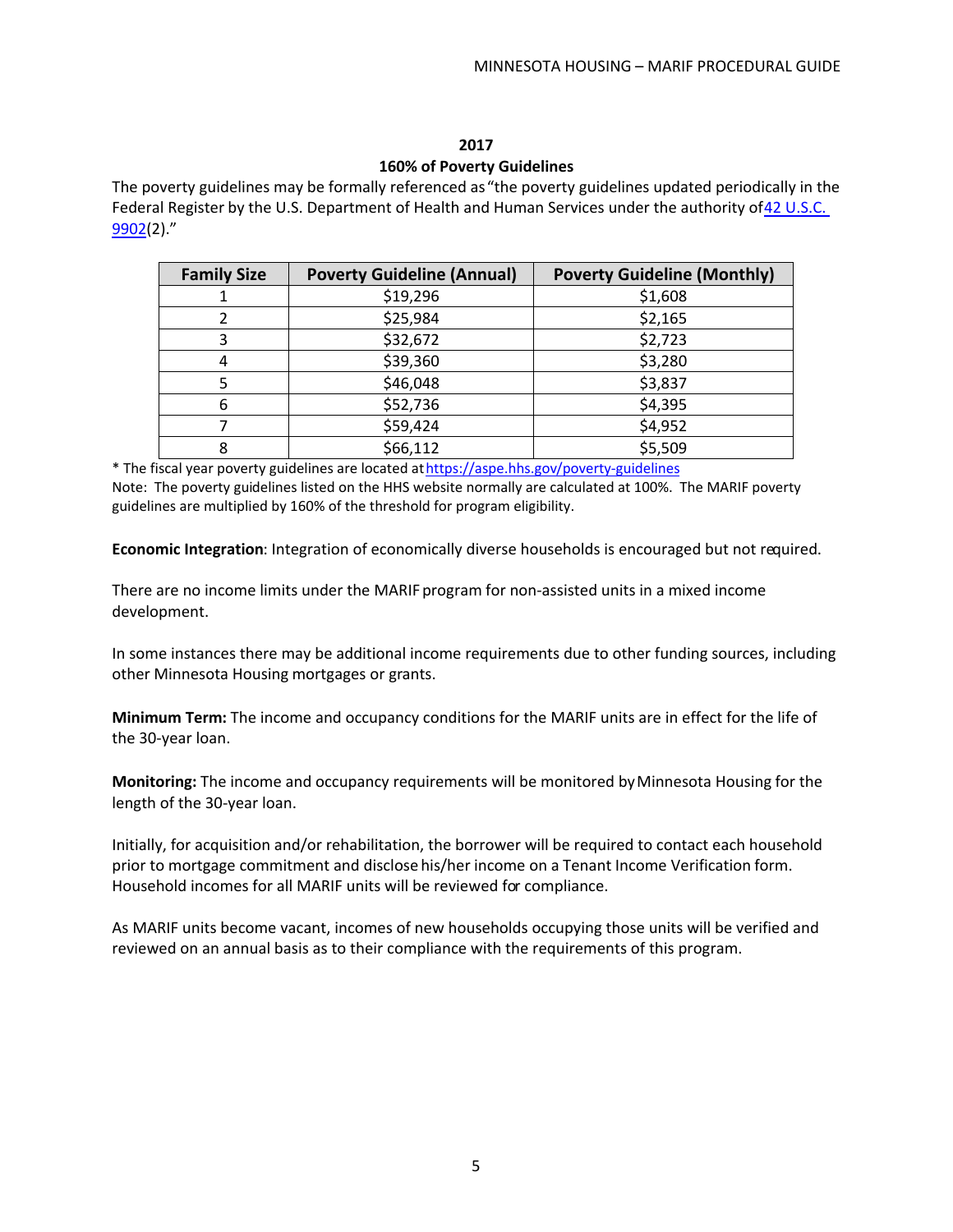## 2017
## 160% of Poverty Guidelines

The poverty guidelines may be formally referenced as "the poverty guidelines updated periodically in the Federal Register by the U.S. Department of Health and Human Services under the authority of 42 U.S.C. 9902(2)."

| Family Size | Poverty Guideline (Annual) | Poverty Guideline (Monthly) |
|---|---|---|
| 1 | $19,296 | $1,608 |
| 2 | $25,984 | $2,165 |
| 3 | $32,672 | $2,723 |
| 4 | $39,360 | $3,280 |
| 5 | $46,048 | $3,837 |
| 6 | $52,736 | $4,395 |
| 7 | $59,424 | $4,952 |
| 8 | $66,112 | $5,509 |

* The fiscal year poverty guidelines are located at https://aspe.hhs.gov/poverty-guidelines

Note: The poverty guidelines listed on the HHS website normally are calculated at 100%. The MARIF poverty guidelines are multiplied by 160% of the threshold for program eligibility.

**Economic Integration**: Integration of economically diverse households is encouraged but not required.

There are no income limits under the MARIF program for non-assisted units in a mixed income development.

In some instances there may be additional income requirements due to other funding sources, including other Minnesota Housing mortgages or grants.

**Minimum Term:** The income and occupancy conditions for the MARIF units are in effect for the life of the 30-year loan.

**Monitoring:** The income and occupancy requirements will be monitored by Minnesota Housing for the length of the 30-year loan.

Initially, for acquisition and/or rehabilitation, the borrower will be required to contact each household prior to mortgage commitment and disclose his/her income on a Tenant Income Verification form. Household incomes for all MARIF units will be reviewed for compliance.

As MARIF units become vacant, incomes of new households occupying those units will be verified and reviewed on an annual basis as to their compliance with the requirements of this program.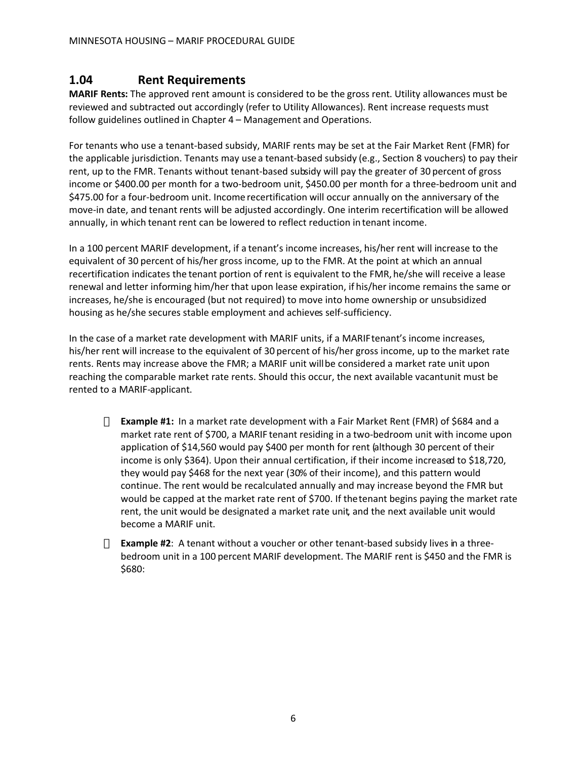## 1.04 Rent Requirements

**MARIF Rents:** The approved rent amount is considered to be the gross rent. Utility allowances must be reviewed and subtracted out accordingly (refer to Utility Allowances). Rent increase requests must follow guidelines outlined in Chapter 4 – Management and Operations.

For tenants who use a tenant-based subsidy, MARIF rents may be set at the Fair Market Rent (FMR) for the applicable jurisdiction. Tenants may use a tenant-based subsidy (e.g., Section 8 vouchers) to pay their rent, up to the FMR. Tenants without tenant-based subsidy will pay the greater of 30 percent of gross income or $400.00 per month for a two-bedroom unit, $450.00 per month for a three-bedroom unit and $475.00 for a four-bedroom unit. Income recertification will occur annually on the anniversary of the move-in date, and tenant rents will be adjusted accordingly. One interim recertification will be allowed annually, in which tenant rent can be lowered to reflect reduction in tenant income.

In a 100 percent MARIF development, if a tenant's income increases, his/her rent will increase to the equivalent of 30 percent of his/her gross income, up to the FMR. At the point at which an annual recertification indicates the tenant portion of rent is equivalent to the FMR, he/she will receive a lease renewal and letter informing him/her that upon lease expiration, if his/her income remains the same or increases, he/she is encouraged (but not required) to move into home ownership or unsubsidized housing as he/she secures stable employment and achieves self-sufficiency.

In the case of a market rate development with MARIF units, if a MARIF tenant's income increases, his/her rent will increase to the equivalent of 30 percent of his/her gross income, up to the market rate rents. Rents may increase above the FMR; a MARIF unit will be considered a market rate unit upon reaching the comparable market rate rents. Should this occur, the next available vacant unit must be rented to a MARIF-applicant.

- **Example #1:** In a market rate development with a Fair Market Rent (FMR) of $684 and a market rate rent of $700, a MARIF tenant residing in a two-bedroom unit with income upon application of $14,560 would pay $400 per month for rent (although 30 percent of their income is only $364). Upon their annual certification, if their income increased to $18,720, they would pay $468 for the next year (30% of their income), and this pattern would continue. The rent would be recalculated annually and may increase beyond the FMR but would be capped at the market rate rent of $700. If the tenant begins paying the market rate rent, the unit would be designated a market rate unit, and the next available unit would become a MARIF unit.
- **Example #2**: A tenant without a voucher or other tenant-based subsidy lives in a three-bedroom unit in a 100 percent MARIF development. The MARIF rent is $450 and the FMR is $680: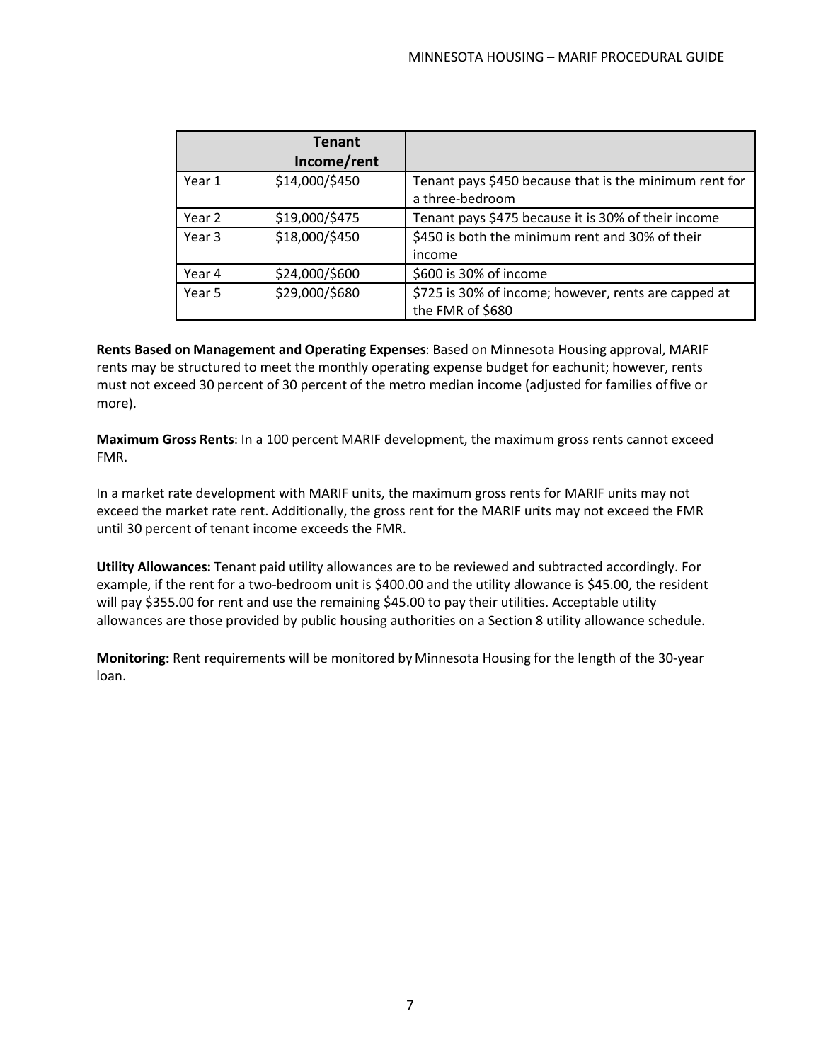| | Tenant Income/rent | |
|---|---|---|
| Year 1 | $14,000/$450 | Tenant pays $450 because that is the minimum rent for a three-bedroom |
| Year 2 | $19,000/$475 | Tenant pays $475 because it is 30% of their income |
| Year 3 | $18,000/$450 | $450 is both the minimum rent and 30% of their income |
| Year 4 | $24,000/$600 | $600 is 30% of income |
| Year 5 | $29,000/$680 | $725 is 30% of income; however, rents are capped at the FMR of $680 |

**Rents Based on Management and Operating Expenses**: Based on Minnesota Housing approval, MARIF rents may be structured to meet the monthly operating expense budget for each unit; however, rents must not exceed 30 percent of 30 percent of the metro median income (adjusted for families of five or more).

**Maximum Gross Rents**: In a 100 percent MARIF development, the maximum gross rents cannot exceed FMR.

In a market rate development with MARIF units, the maximum gross rents for MARIF units may not exceed the market rate rent. Additionally, the gross rent for the MARIF units may not exceed the FMR until 30 percent of tenant income exceeds the FMR.

**Utility Allowances:** Tenant paid utility allowances are to be reviewed and subtracted accordingly. For example, if the rent for a two-bedroom unit is $400.00 and the utility allowance is $45.00, the resident will pay $355.00 for rent and use the remaining $45.00 to pay their utilities. Acceptable utility allowances are those provided by public housing authorities on a Section 8 utility allowance schedule.

**Monitoring:** Rent requirements will be monitored by Minnesota Housing for the length of the 30-year loan.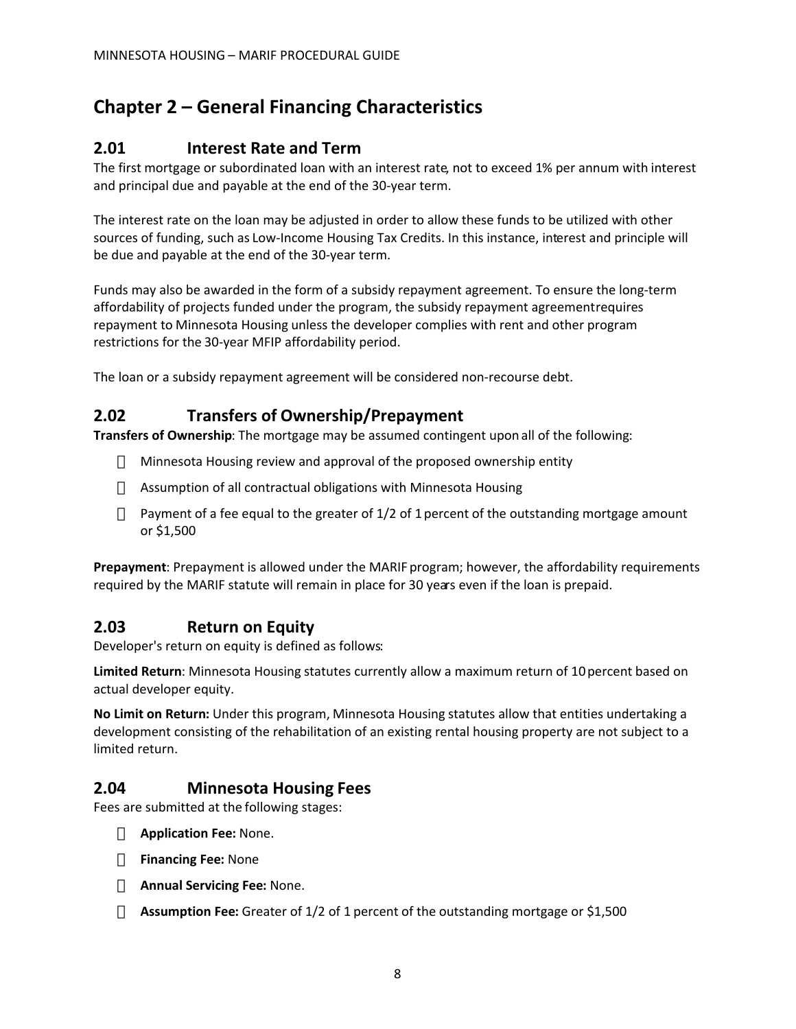# Chapter 2 – General Financing Characteristics

## 2.01 Interest Rate and Term

The first mortgage or subordinated loan with an interest rate, not to exceed 1% per annum with interest and principal due and payable at the end of the 30-year term.

The interest rate on the loan may be adjusted in order to allow these funds to be utilized with other sources of funding, such as Low-Income Housing Tax Credits. In this instance, interest and principle will be due and payable at the end of the 30-year term.

Funds may also be awarded in the form of a subsidy repayment agreement. To ensure the long-term affordability of projects funded under the program, the subsidy repayment agreementrequires repayment to Minnesota Housing unless the developer complies with rent and other program restrictions for the 30-year MFIP affordability period.

The loan or a subsidy repayment agreement will be considered non-recourse debt.

## 2.02 Transfers of Ownership/Prepayment

**Transfers of Ownership**: The mortgage may be assumed contingent upon all of the following:

- Minnesota Housing review and approval of the proposed ownership entity
- Assumption of all contractual obligations with Minnesota Housing
- Payment of a fee equal to the greater of 1/2 of 1 percent of the outstanding mortgage amount or $1,500

**Prepayment**: Prepayment is allowed under the MARIF program; however, the affordability requirements required by the MARIF statute will remain in place for 30 years even if the loan is prepaid.

## 2.03 Return on Equity

Developer's return on equity is defined as follows:

**Limited Return**: Minnesota Housing statutes currently allow a maximum return of 10 percent based on actual developer equity.

**No Limit on Return:** Under this program, Minnesota Housing statutes allow that entities undertaking a development consisting of the rehabilitation of an existing rental housing property are not subject to a limited return.

## 2.04 Minnesota Housing Fees

Fees are submitted at the following stages:

- **Application Fee:** None.
- **Financing Fee:** None
- **Annual Servicing Fee:** None.
- **Assumption Fee:** Greater of 1/2 of 1 percent of the outstanding mortgage or $1,500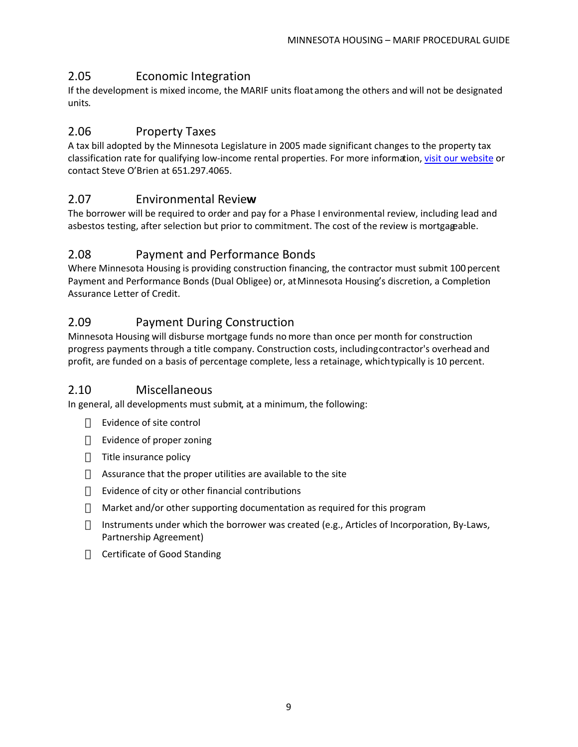## 2.05 Economic Integration

If the development is mixed income, the MARIF units float among the others and will not be designated units.

## 2.06 Property Taxes

A tax bill adopted by the Minnesota Legislature in 2005 made significant changes to the property tax classification rate for qualifying low-income rental properties. For more information, [visit our website]() or contact Steve O'Brien at 651.297.4065.

## 2.07 Environmental Review

The borrower will be required to order and pay for a Phase I environmental review, including lead and asbestos testing, after selection but prior to commitment. The cost of the review is mortgageable.

## 2.08 Payment and Performance Bonds

Where Minnesota Housing is providing construction financing, the contractor must submit 100 percent Payment and Performance Bonds (Dual Obligee) or, at Minnesota Housing's discretion, a Completion Assurance Letter of Credit.

## 2.09 Payment During Construction

Minnesota Housing will disburse mortgage funds no more than once per month for construction progress payments through a title company. Construction costs, including contractor's overhead and profit, are funded on a basis of percentage complete, less a retainage, which typically is 10 percent.

## 2.10 Miscellaneous

In general, all developments must submit, at a minimum, the following:

- Evidence of site control
- Evidence of proper zoning
- Title insurance policy
- Assurance that the proper utilities are available to the site
- Evidence of city or other financial contributions
- Market and/or other supporting documentation as required for this program
- Instruments under which the borrower was created (e.g., Articles of Incorporation, By-Laws, Partnership Agreement)
- Certificate of Good Standing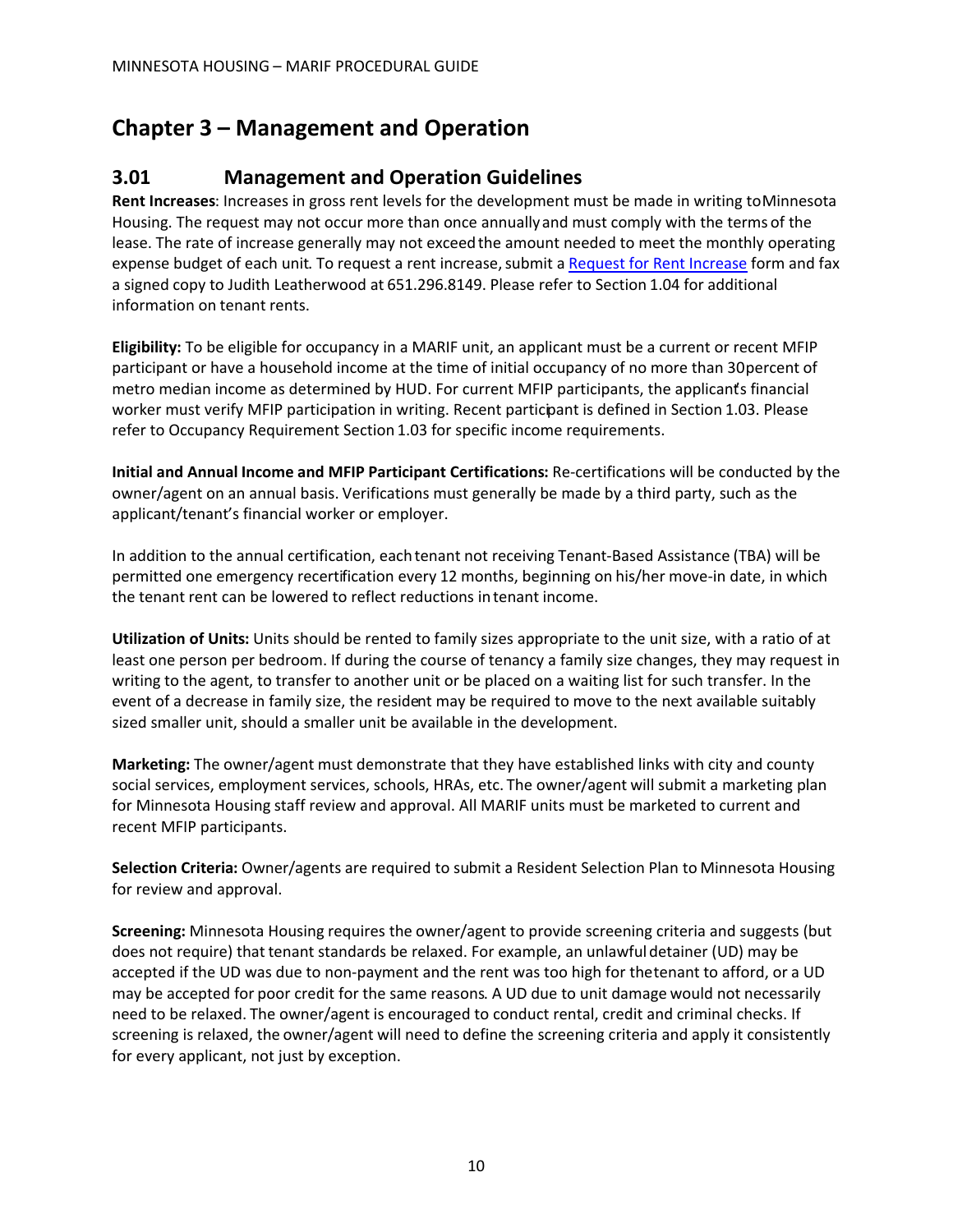# Chapter 3 – Management and Operation

## 3.01 Management and Operation Guidelines

**Rent Increases**: Increases in gross rent levels for the development must be made in writing to Minnesota Housing. The request may not occur more than once annually and must comply with the terms of the lease. The rate of increase generally may not exceed the amount needed to meet the monthly operating expense budget of each unit. To request a rent increase, submit a [Request for Rent Increase] form and fax a signed copy to Judith Leatherwood at 651.296.8149. Please refer to Section 1.04 for additional information on tenant rents.

**Eligibility:** To be eligible for occupancy in a MARIF unit, an applicant must be a current or recent MFIP participant or have a household income at the time of initial occupancy of no more than 30 percent of metro median income as determined by HUD. For current MFIP participants, the applicant's financial worker must verify MFIP participation in writing. Recent participant is defined in Section 1.03. Please refer to Occupancy Requirement Section 1.03 for specific income requirements.

**Initial and Annual Income and MFIP Participant Certifications:** Re-certifications will be conducted by the owner/agent on an annual basis. Verifications must generally be made by a third party, such as the applicant/tenant's financial worker or employer.

In addition to the annual certification, each tenant not receiving Tenant-Based Assistance (TBA) will be permitted one emergency recertification every 12 months, beginning on his/her move-in date, in which the tenant rent can be lowered to reflect reductions in tenant income.

**Utilization of Units:** Units should be rented to family sizes appropriate to the unit size, with a ratio of at least one person per bedroom. If during the course of tenancy a family size changes, they may request in writing to the agent, to transfer to another unit or be placed on a waiting list for such transfer. In the event of a decrease in family size, the resident may be required to move to the next available suitably sized smaller unit, should a smaller unit be available in the development.

**Marketing:** The owner/agent must demonstrate that they have established links with city and county social services, employment services, schools, HRAs, etc. The owner/agent will submit a marketing plan for Minnesota Housing staff review and approval. All MARIF units must be marketed to current and recent MFIP participants.

**Selection Criteria:** Owner/agents are required to submit a Resident Selection Plan to Minnesota Housing for review and approval.

**Screening:** Minnesota Housing requires the owner/agent to provide screening criteria and suggests (but does not require) that tenant standards be relaxed. For example, an unlawful detainer (UD) may be accepted if the UD was due to non-payment and the rent was too high for the tenant to afford, or a UD may be accepted for poor credit for the same reasons. A UD due to unit damage would not necessarily need to be relaxed. The owner/agent is encouraged to conduct rental, credit and criminal checks. If screening is relaxed, the owner/agent will need to define the screening criteria and apply it consistently for every applicant, not just by exception.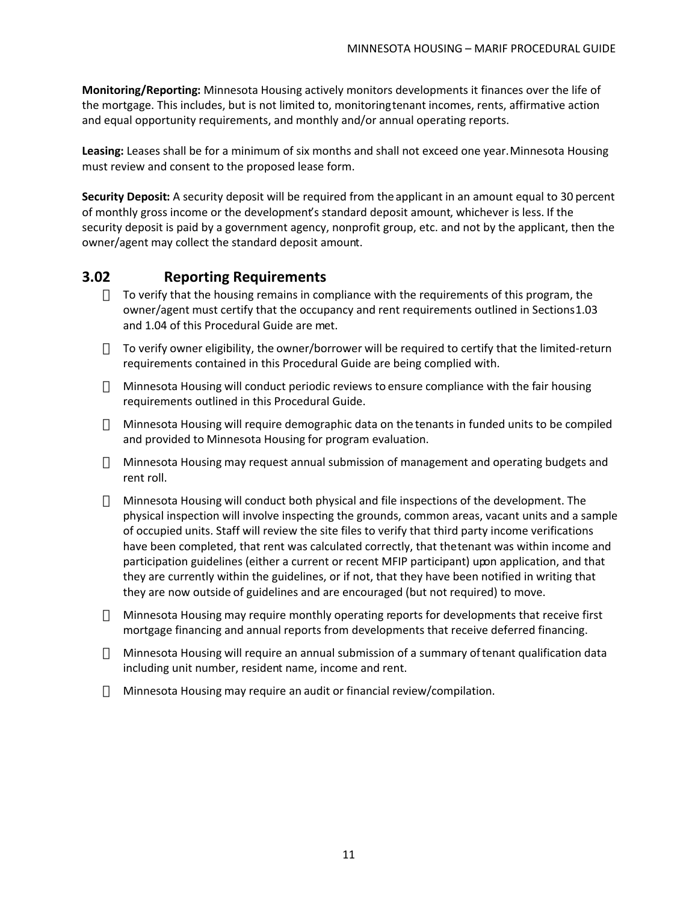**Monitoring/Reporting:** Minnesota Housing actively monitors developments it finances over the life of the mortgage. This includes, but is not limited to, monitoring tenant incomes, rents, affirmative action and equal opportunity requirements, and monthly and/or annual operating reports.

**Leasing:** Leases shall be for a minimum of six months and shall not exceed one year. Minnesota Housing must review and consent to the proposed lease form.

**Security Deposit:** A security deposit will be required from the applicant in an amount equal to 30 percent of monthly gross income or the development's standard deposit amount, whichever is less. If the security deposit is paid by a government agency, nonprofit group, etc. and not by the applicant, then the owner/agent may collect the standard deposit amount.

## 3.02 Reporting Requirements

- To verify that the housing remains in compliance with the requirements of this program, the owner/agent must certify that the occupancy and rent requirements outlined in Sections 1.03 and 1.04 of this Procedural Guide are met.
- To verify owner eligibility, the owner/borrower will be required to certify that the limited-return requirements contained in this Procedural Guide are being complied with.
- Minnesota Housing will conduct periodic reviews to ensure compliance with the fair housing requirements outlined in this Procedural Guide.
- Minnesota Housing will require demographic data on the tenants in funded units to be compiled and provided to Minnesota Housing for program evaluation.
- Minnesota Housing may request annual submission of management and operating budgets and rent roll.
- Minnesota Housing will conduct both physical and file inspections of the development. The physical inspection will involve inspecting the grounds, common areas, vacant units and a sample of occupied units. Staff will review the site files to verify that third party income verifications have been completed, that rent was calculated correctly, that the tenant was within income and participation guidelines (either a current or recent MFIP participant) upon application, and that they are currently within the guidelines, or if not, that they have been notified in writing that they are now outside of guidelines and are encouraged (but not required) to move.
- Minnesota Housing may require monthly operating reports for developments that receive first mortgage financing and annual reports from developments that receive deferred financing.
- Minnesota Housing will require an annual submission of a summary of tenant qualification data including unit number, resident name, income and rent.
- Minnesota Housing may require an audit or financial review/compilation.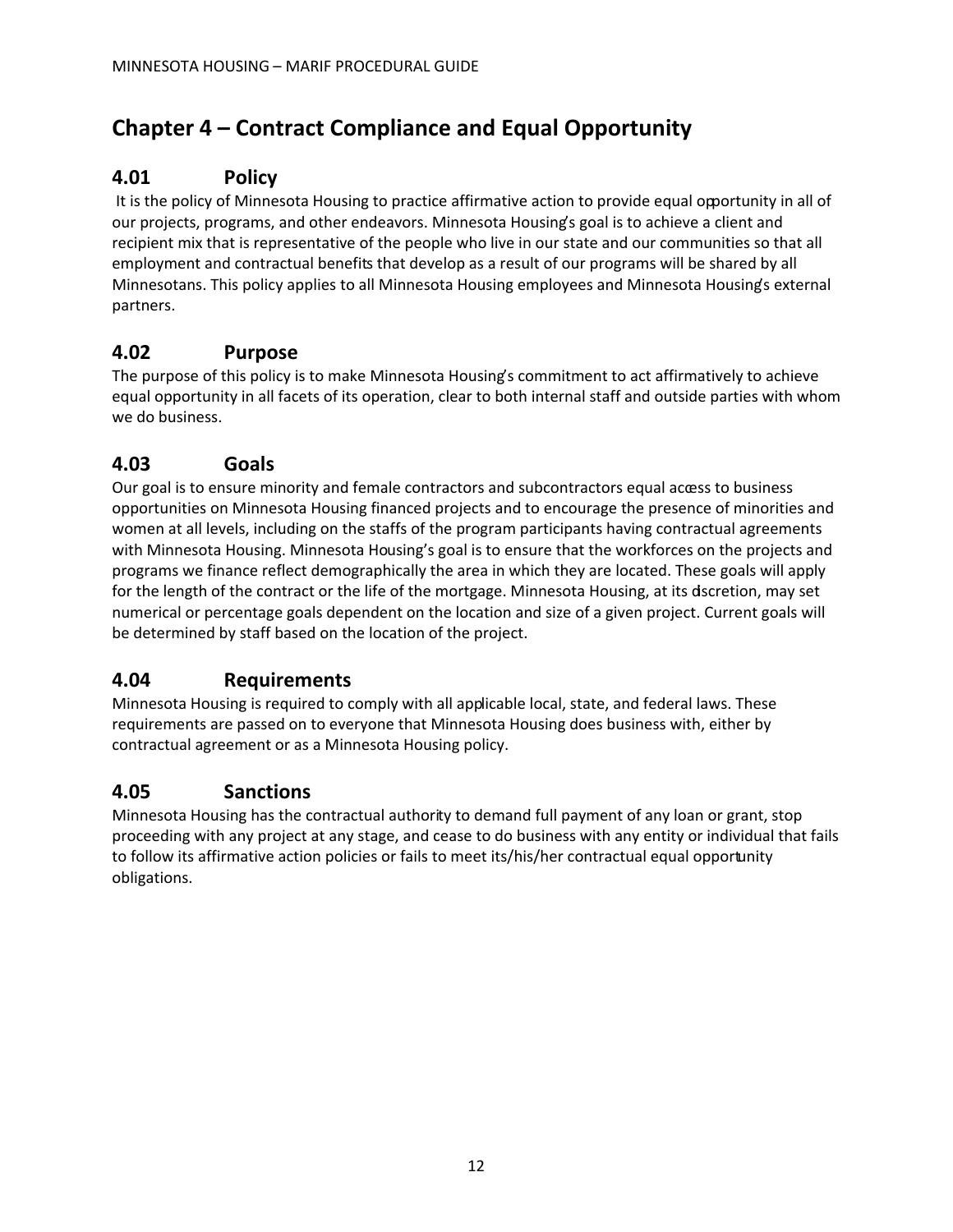# Chapter 4 – Contract Compliance and Equal Opportunity

## 4.01 Policy

It is the policy of Minnesota Housing to practice affirmative action to provide equal opportunity in all of our projects, programs, and other endeavors. Minnesota Housing's goal is to achieve a client and recipient mix that is representative of the people who live in our state and our communities so that all employment and contractual benefits that develop as a result of our programs will be shared by all Minnesotans. This policy applies to all Minnesota Housing employees and Minnesota Housing's external partners.

## 4.02 Purpose

The purpose of this policy is to make Minnesota Housing's commitment to act affirmatively to achieve equal opportunity in all facets of its operation, clear to both internal staff and outside parties with whom we do business.

## 4.03 Goals

Our goal is to ensure minority and female contractors and subcontractors equal access to business opportunities on Minnesota Housing financed projects and to encourage the presence of minorities and women at all levels, including on the staffs of the program participants having contractual agreements with Minnesota Housing. Minnesota Housing's goal is to ensure that the workforces on the projects and programs we finance reflect demographically the area in which they are located. These goals will apply for the length of the contract or the life of the mortgage. Minnesota Housing, at its discretion, may set numerical or percentage goals dependent on the location and size of a given project. Current goals will be determined by staff based on the location of the project.

## 4.04 Requirements

Minnesota Housing is required to comply with all applicable local, state, and federal laws. These requirements are passed on to everyone that Minnesota Housing does business with, either by contractual agreement or as a Minnesota Housing policy.

## 4.05 Sanctions

Minnesota Housing has the contractual authority to demand full payment of any loan or grant, stop proceeding with any project at any stage, and cease to do business with any entity or individual that fails to follow its affirmative action policies or fails to meet its/his/her contractual equal opportunity obligations.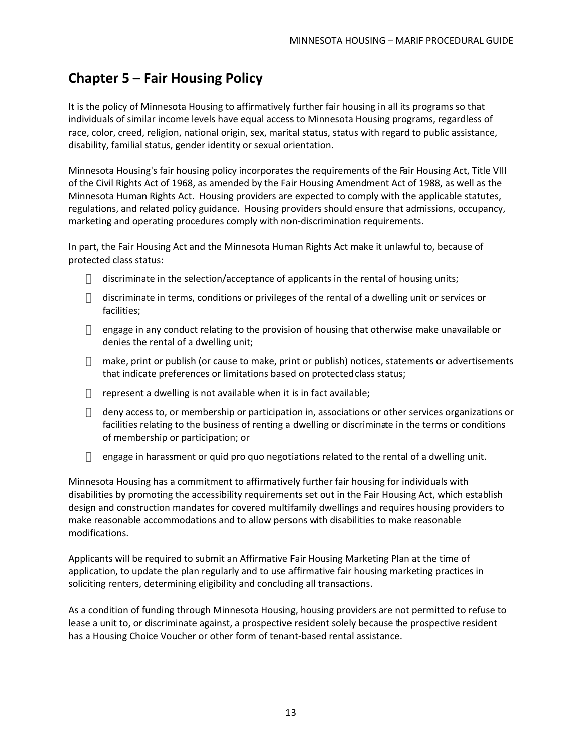# Chapter 5 – Fair Housing Policy

It is the policy of Minnesota Housing to affirmatively further fair housing in all its programs so that individuals of similar income levels have equal access to Minnesota Housing programs, regardless of race, color, creed, religion, national origin, sex, marital status, status with regard to public assistance, disability, familial status, gender identity or sexual orientation.

Minnesota Housing's fair housing policy incorporates the requirements of the Fair Housing Act, Title VIII of the Civil Rights Act of 1968, as amended by the Fair Housing Amendment Act of 1988, as well as the Minnesota Human Rights Act. Housing providers are expected to comply with the applicable statutes, regulations, and related policy guidance. Housing providers should ensure that admissions, occupancy, marketing and operating procedures comply with non-discrimination requirements.

In part, the Fair Housing Act and the Minnesota Human Rights Act make it unlawful to, because of protected class status:

- discriminate in the selection/acceptance of applicants in the rental of housing units;
- discriminate in terms, conditions or privileges of the rental of a dwelling unit or services or facilities;
- engage in any conduct relating to the provision of housing that otherwise make unavailable or denies the rental of a dwelling unit;
- make, print or publish (or cause to make, print or publish) notices, statements or advertisements that indicate preferences or limitations based on protected class status;
- represent a dwelling is not available when it is in fact available;
- deny access to, or membership or participation in, associations or other services organizations or facilities relating to the business of renting a dwelling or discriminate in the terms or conditions of membership or participation; or
- engage in harassment or quid pro quo negotiations related to the rental of a dwelling unit.

Minnesota Housing has a commitment to affirmatively further fair housing for individuals with disabilities by promoting the accessibility requirements set out in the Fair Housing Act, which establish design and construction mandates for covered multifamily dwellings and requires housing providers to make reasonable accommodations and to allow persons with disabilities to make reasonable modifications.

Applicants will be required to submit an Affirmative Fair Housing Marketing Plan at the time of application, to update the plan regularly and to use affirmative fair housing marketing practices in soliciting renters, determining eligibility and concluding all transactions.

As a condition of funding through Minnesota Housing, housing providers are not permitted to refuse to lease a unit to, or discriminate against, a prospective resident solely because the prospective resident has a Housing Choice Voucher or other form of tenant-based rental assistance.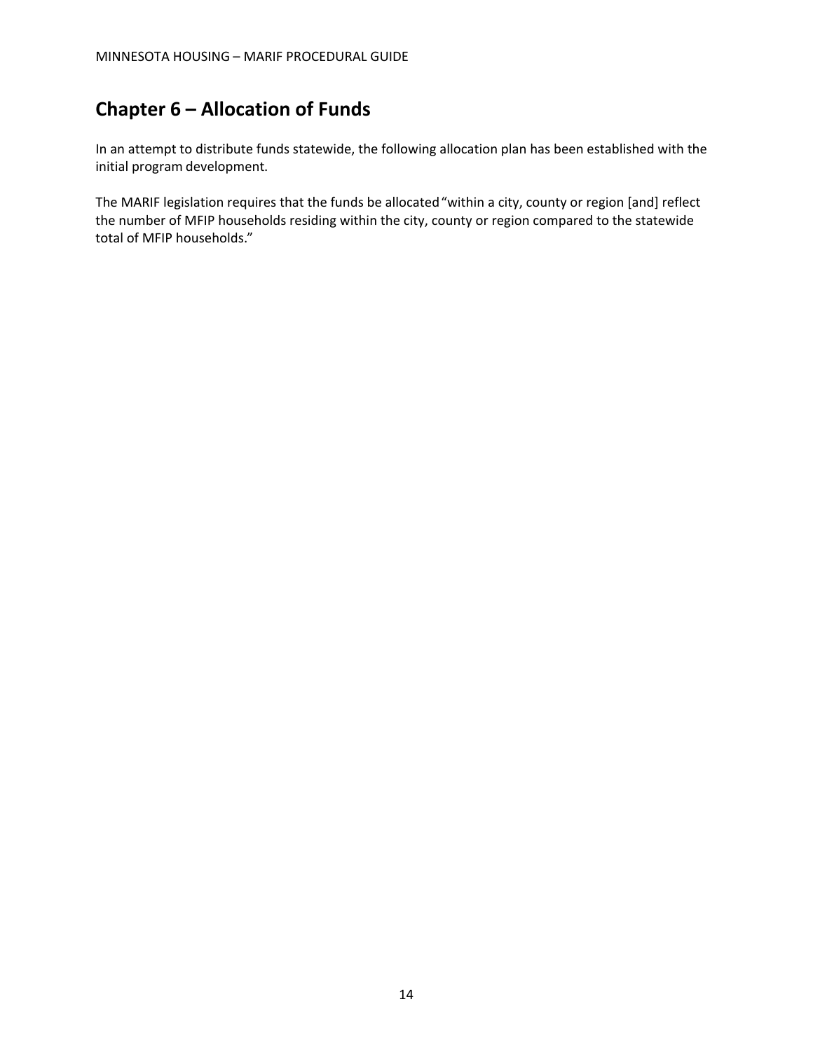## Chapter 6 – Allocation of Funds

In an attempt to distribute funds statewide, the following allocation plan has been established with the initial program development.

The MARIF legislation requires that the funds be allocated "within a city, county or region [and] reflect the number of MFIP households residing within the city, county or region compared to the statewide total of MFIP households."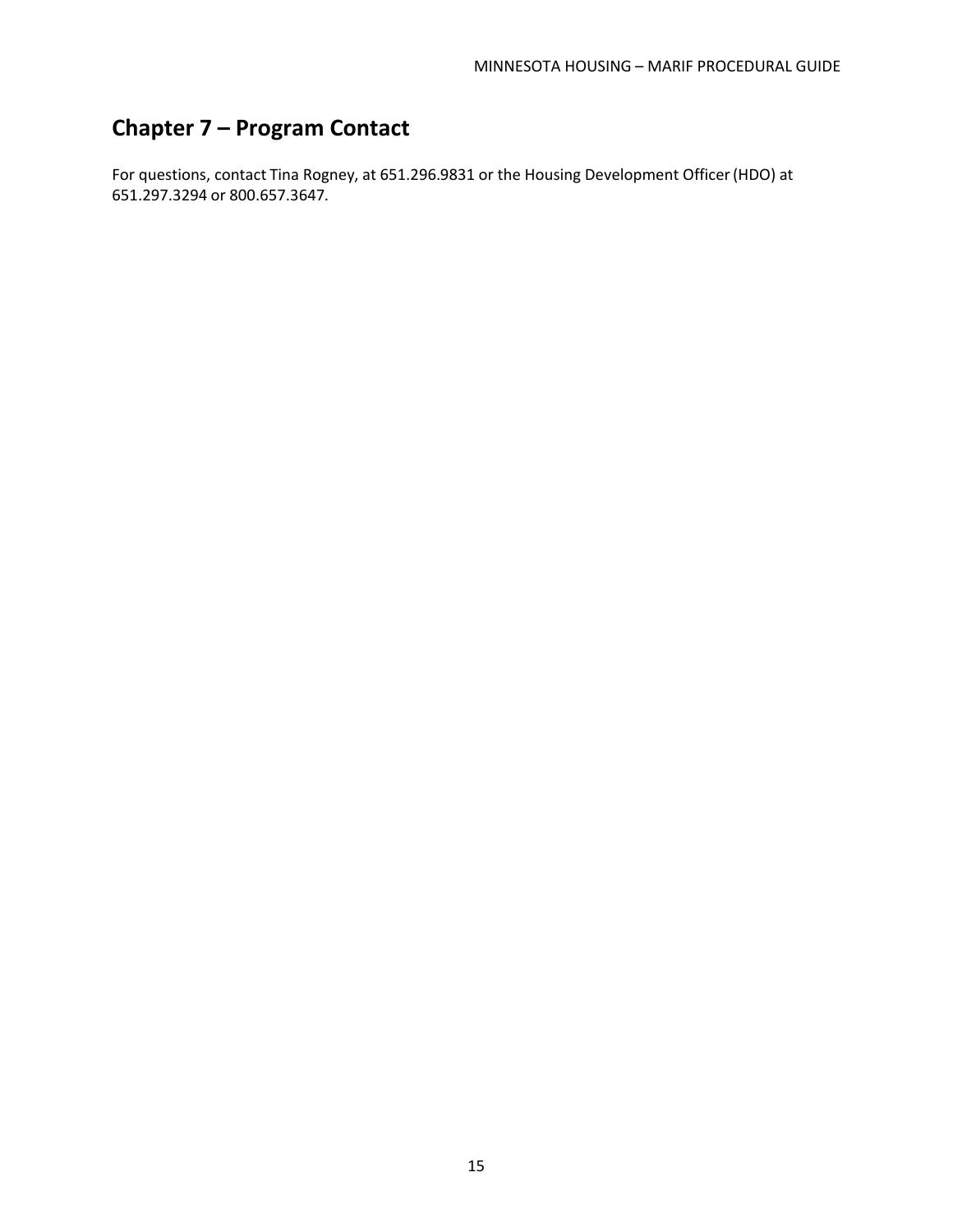## Chapter 7 – Program Contact

For questions, contact Tina Rogney, at 651.296.9831 or the Housing Development Officer (HDO) at 651.297.3294 or 800.657.3647.